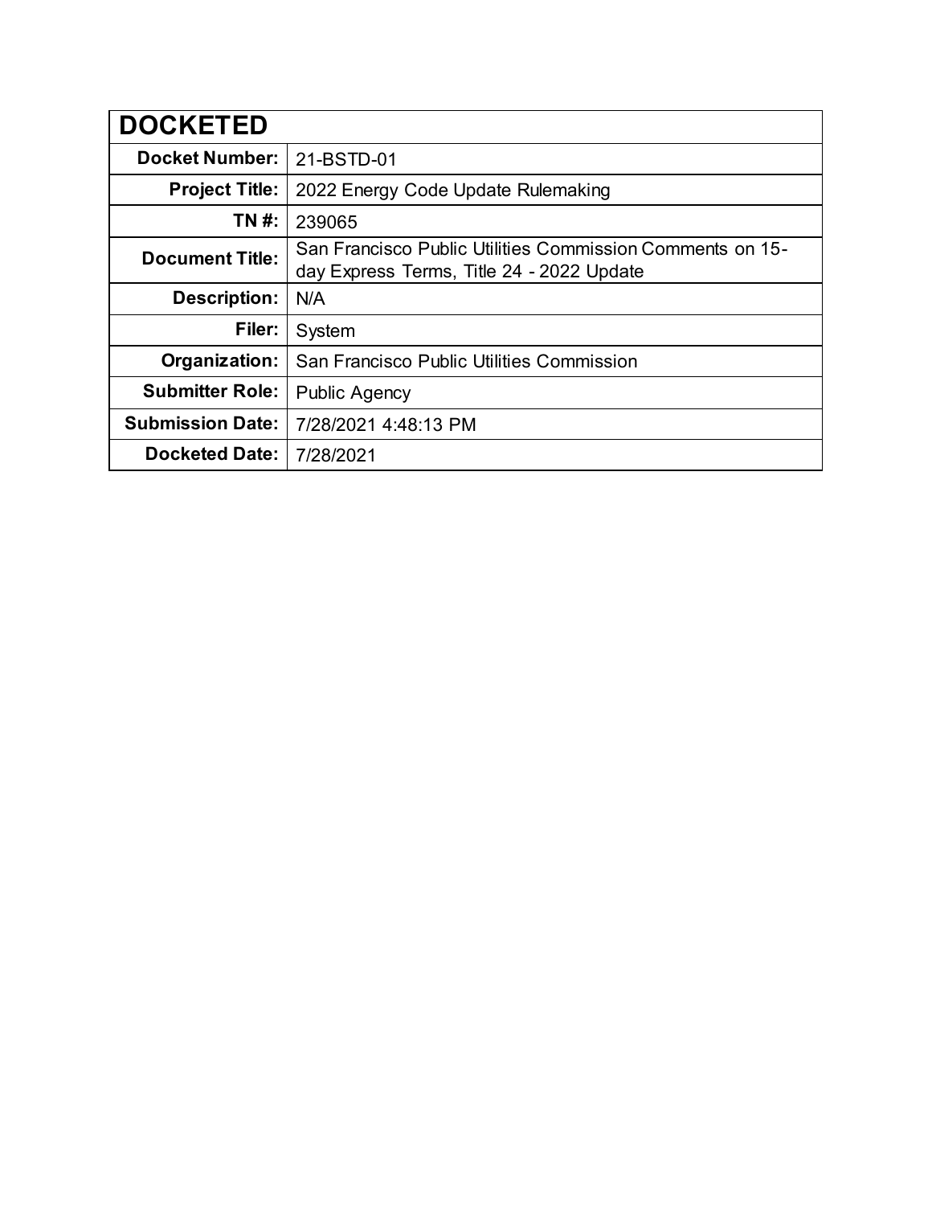| DOCKETED | |
|---|---|
| **Docket Number:** | 21-BSTD-01 |
| **Project Title:** | 2022 Energy Code Update Rulemaking |
| **TN #:** | 239065 |
| **Document Title:** | San Francisco Public Utilities Commission Comments on 15-day Express Terms, Title 24 - 2022 Update |
| **Description:** | N/A |
| **Filer:** | System |
| **Organization:** | San Francisco Public Utilities Commission |
| **Submitter Role:** | Public Agency |
| **Submission Date:** | 7/28/2021 4:48:13 PM |
| **Docketed Date:** | 7/28/2021 |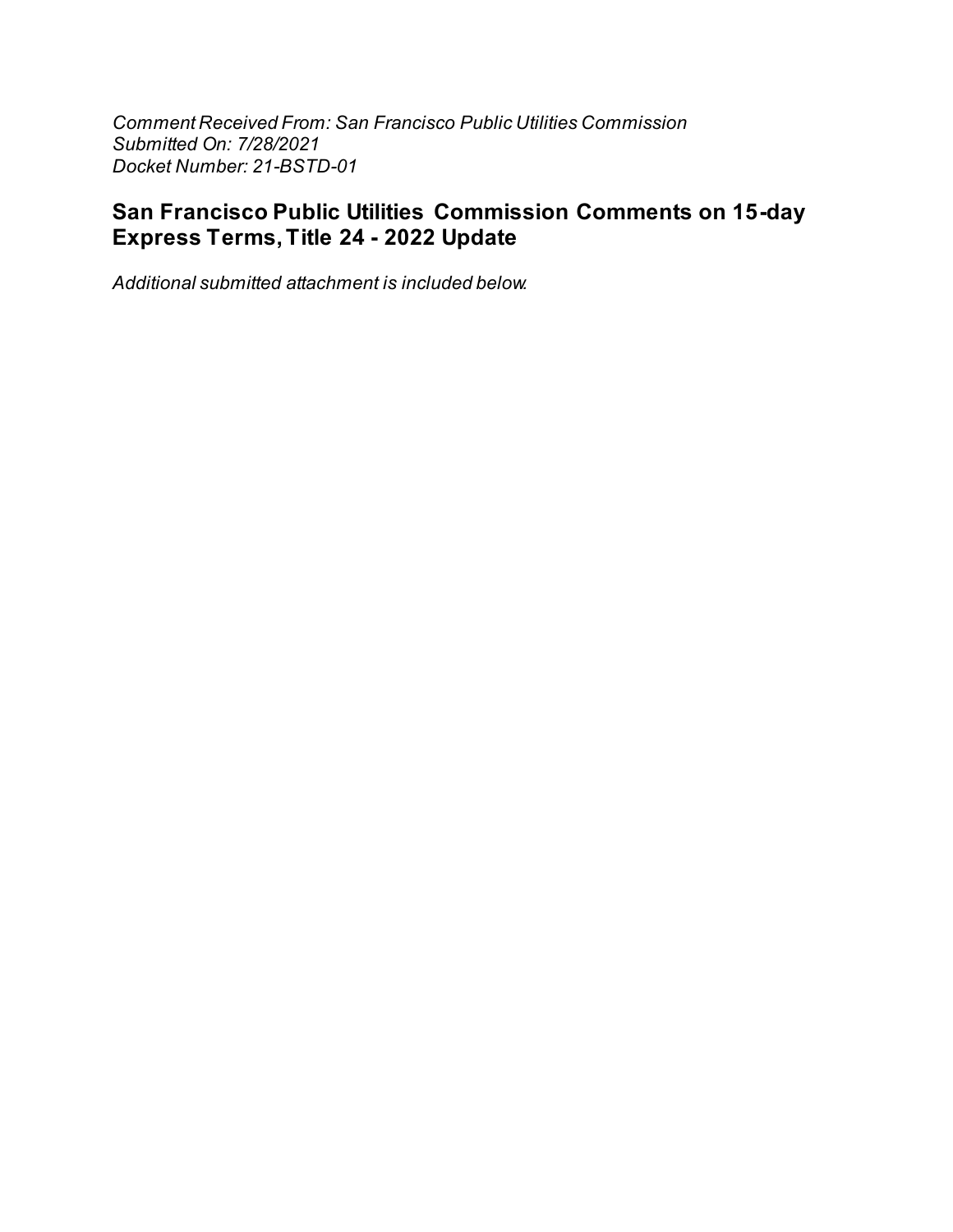*Comment Received From: San Francisco Public Utilities Commission*
*Submitted On: 7/28/2021*
*Docket Number: 21-BSTD-01*

## San Francisco Public Utilities Commission Comments on 15-day Express Terms, Title 24 - 2022 Update

*Additional submitted attachment is included below.*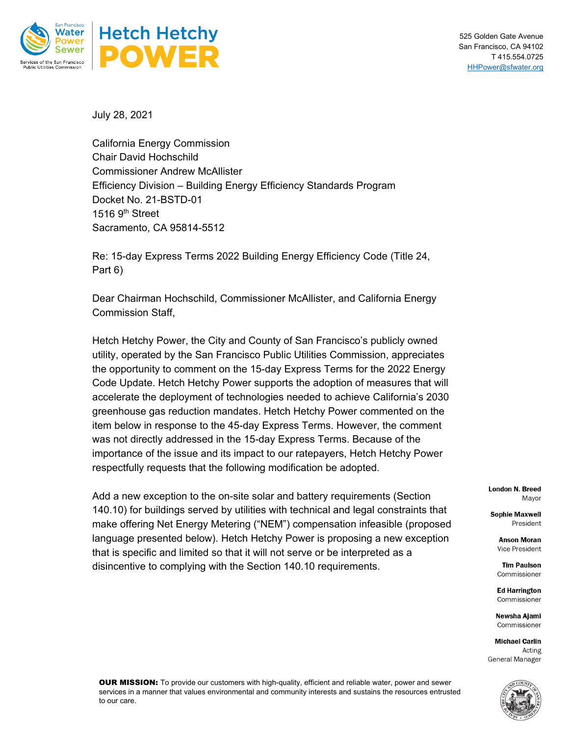525 Golden Gate Avenue
San Francisco, CA 94102
T 415.554.0725
HHPower@sfwater.org

July 28, 2021

California Energy Commission
Chair David Hochschild
Commissioner Andrew McAllister
Efficiency Division – Building Energy Efficiency Standards Program
Docket No. 21-BSTD-01
1516 9th Street
Sacramento, CA 95814-5512

Re: 15-day Express Terms 2022 Building Energy Efficiency Code (Title 24, Part 6)

Dear Chairman Hochschild, Commissioner McAllister, and California Energy Commission Staff,

Hetch Hetchy Power, the City and County of San Francisco's publicly owned utility, operated by the San Francisco Public Utilities Commission, appreciates the opportunity to comment on the 15-day Express Terms for the 2022 Energy Code Update. Hetch Hetchy Power supports the adoption of measures that will accelerate the deployment of technologies needed to achieve California's 2030 greenhouse gas reduction mandates. Hetch Hetchy Power commented on the item below in response to the 45-day Express Terms. However, the comment was not directly addressed in the 15-day Express Terms. Because of the importance of the issue and its impact to our ratepayers, Hetch Hetchy Power respectfully requests that the following modification be adopted.

Add a new exception to the on-site solar and battery requirements (Section 140.10) for buildings served by utilities with technical and legal constraints that make offering Net Energy Metering ("NEM") compensation infeasible (proposed language presented below). Hetch Hetchy Power is proposing a new exception that is specific and limited so that it will not serve or be interpreted as a disincentive to complying with the Section 140.10 requirements.

**London N. Breed**
Mayor

**Sophie Maxwell**
President

**Anson Moran**
Vice President

**Tim Paulson**
Commissioner

**Ed Harrington**
Commissioner

**Newsha Ajami**
Commissioner

**Michael Carlin**
Acting
General Manager

**OUR MISSION:** To provide our customers with high-quality, efficient and reliable water, power and sewer services in a manner that values environmental and community interests and sustains the resources entrusted to our care.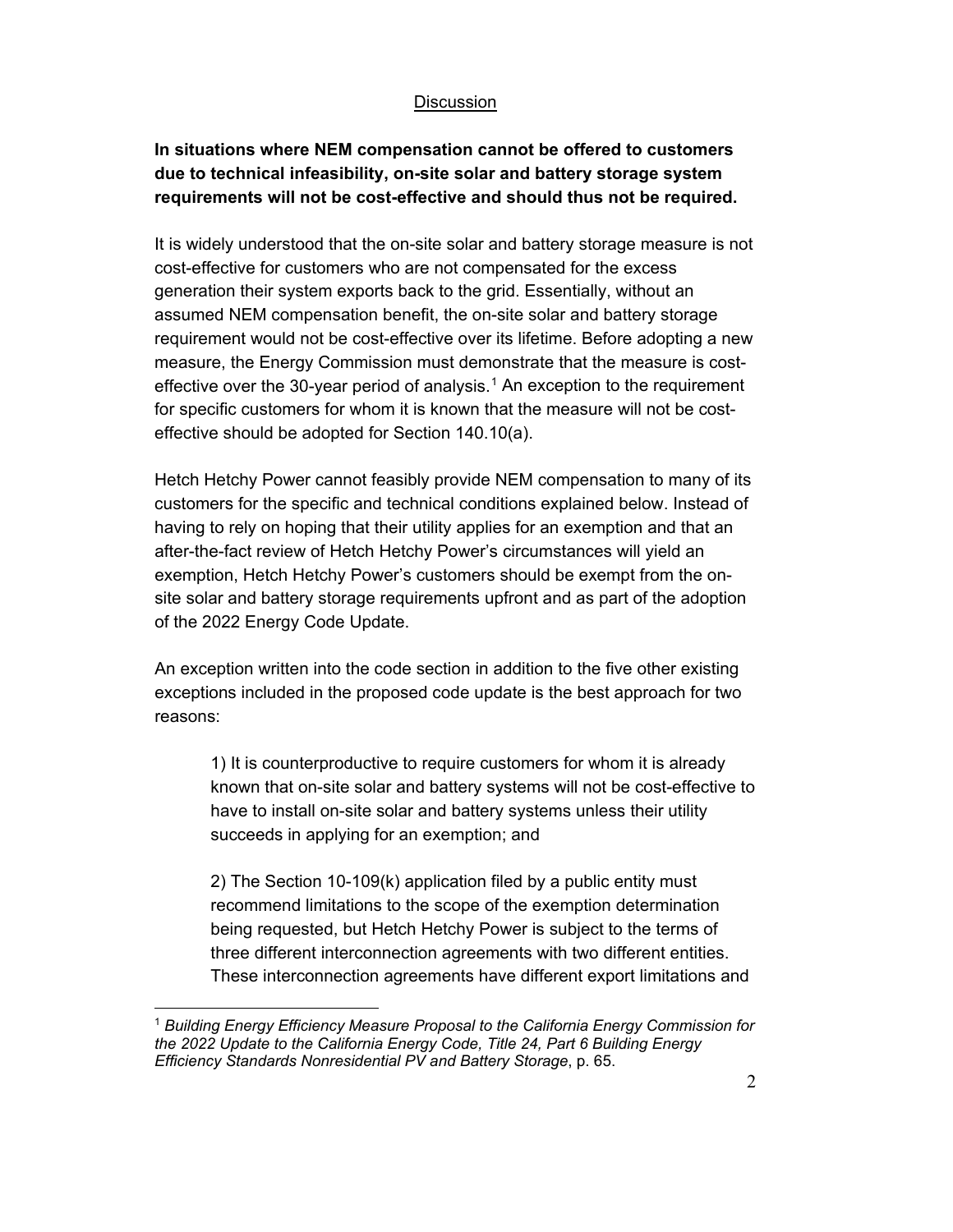Discussion

**In situations where NEM compensation cannot be offered to customers due to technical infeasibility, on-site solar and battery storage system requirements will not be cost-effective and should thus not be required.**

It is widely understood that the on-site solar and battery storage measure is not cost-effective for customers who are not compensated for the excess generation their system exports back to the grid. Essentially, without an assumed NEM compensation benefit, the on-site solar and battery storage requirement would not be cost-effective over its lifetime. Before adopting a new measure, the Energy Commission must demonstrate that the measure is cost-effective over the 30-year period of analysis.[1] An exception to the requirement for specific customers for whom it is known that the measure will not be cost-effective should be adopted for Section 140.10(a).

Hetch Hetchy Power cannot feasibly provide NEM compensation to many of its customers for the specific and technical conditions explained below. Instead of having to rely on hoping that their utility applies for an exemption and that an after-the-fact review of Hetch Hetchy Power's circumstances will yield an exemption, Hetch Hetchy Power's customers should be exempt from the on-site solar and battery storage requirements upfront and as part of the adoption of the 2022 Energy Code Update.

An exception written into the code section in addition to the five other existing exceptions included in the proposed code update is the best approach for two reasons:

> 1) It is counterproductive to require customers for whom it is already known that on-site solar and battery systems will not be cost-effective to have to install on-site solar and battery systems unless their utility succeeds in applying for an exemption; and
>
> 2) The Section 10-109(k) application filed by a public entity must recommend limitations to the scope of the exemption determination being requested, but Hetch Hetchy Power is subject to the terms of three different interconnection agreements with two different entities. These interconnection agreements have different export limitations and

[1] *Building Energy Efficiency Measure Proposal to the California Energy Commission for the 2022 Update to the California Energy Code, Title 24, Part 6 Building Energy Efficiency Standards Nonresidential PV and Battery Storage*, p. 65.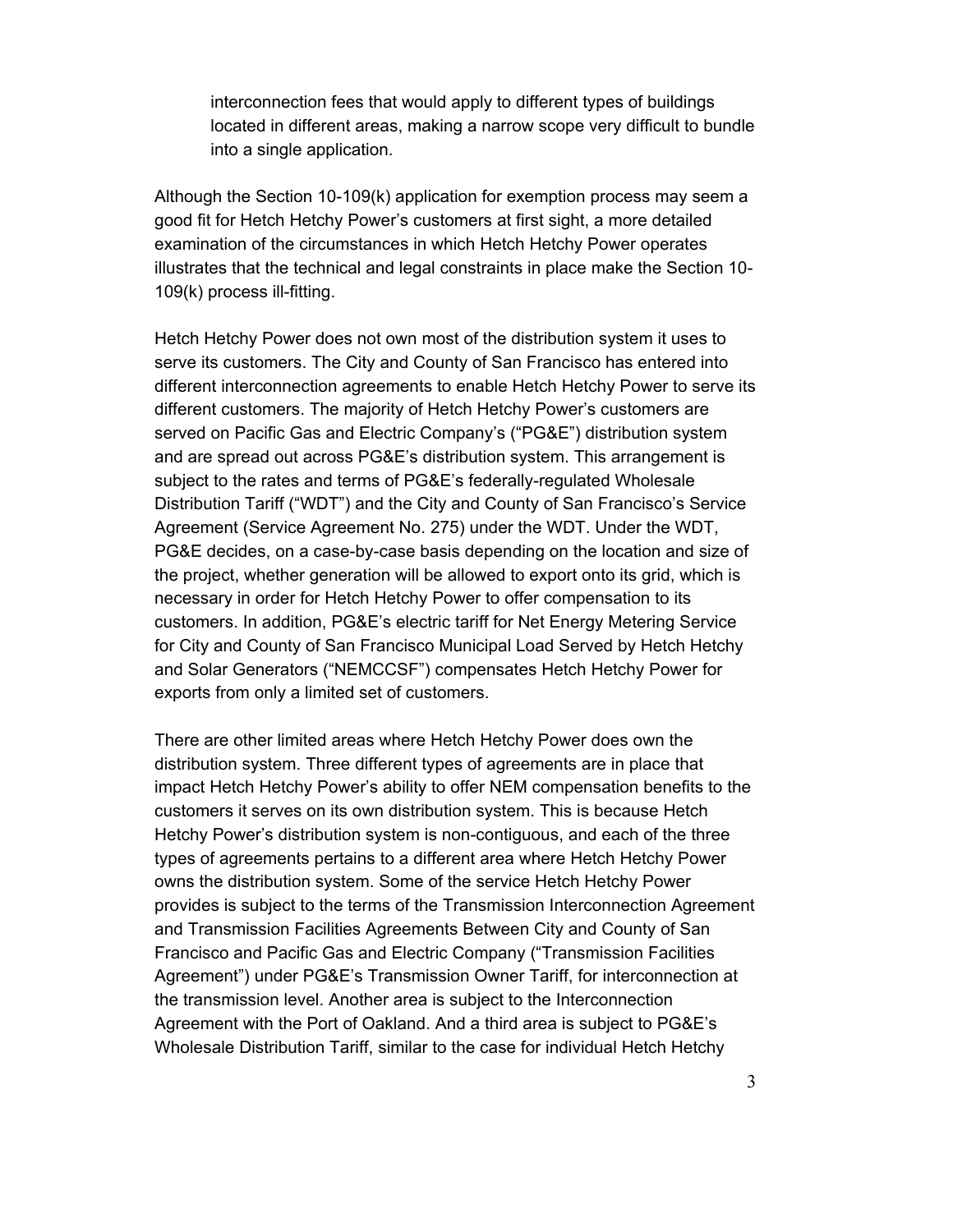interconnection fees that would apply to different types of buildings located in different areas, making a narrow scope very difficult to bundle into a single application.

Although the Section 10-109(k) application for exemption process may seem a good fit for Hetch Hetchy Power's customers at first sight, a more detailed examination of the circumstances in which Hetch Hetchy Power operates illustrates that the technical and legal constraints in place make the Section 10-109(k) process ill-fitting.

Hetch Hetchy Power does not own most of the distribution system it uses to serve its customers. The City and County of San Francisco has entered into different interconnection agreements to enable Hetch Hetchy Power to serve its different customers. The majority of Hetch Hetchy Power's customers are served on Pacific Gas and Electric Company's ("PG&E") distribution system and are spread out across PG&E's distribution system. This arrangement is subject to the rates and terms of PG&E's federally-regulated Wholesale Distribution Tariff ("WDT") and the City and County of San Francisco's Service Agreement (Service Agreement No. 275) under the WDT. Under the WDT, PG&E decides, on a case-by-case basis depending on the location and size of the project, whether generation will be allowed to export onto its grid, which is necessary in order for Hetch Hetchy Power to offer compensation to its customers. In addition, PG&E's electric tariff for Net Energy Metering Service for City and County of San Francisco Municipal Load Served by Hetch Hetchy and Solar Generators ("NEMCCSF") compensates Hetch Hetchy Power for exports from only a limited set of customers.

There are other limited areas where Hetch Hetchy Power does own the distribution system. Three different types of agreements are in place that impact Hetch Hetchy Power's ability to offer NEM compensation benefits to the customers it serves on its own distribution system. This is because Hetch Hetchy Power's distribution system is non-contiguous, and each of the three types of agreements pertains to a different area where Hetch Hetchy Power owns the distribution system. Some of the service Hetch Hetchy Power provides is subject to the terms of the Transmission Interconnection Agreement and Transmission Facilities Agreements Between City and County of San Francisco and Pacific Gas and Electric Company ("Transmission Facilities Agreement") under PG&E's Transmission Owner Tariff, for interconnection at the transmission level. Another area is subject to the Interconnection Agreement with the Port of Oakland. And a third area is subject to PG&E's Wholesale Distribution Tariff, similar to the case for individual Hetch Hetchy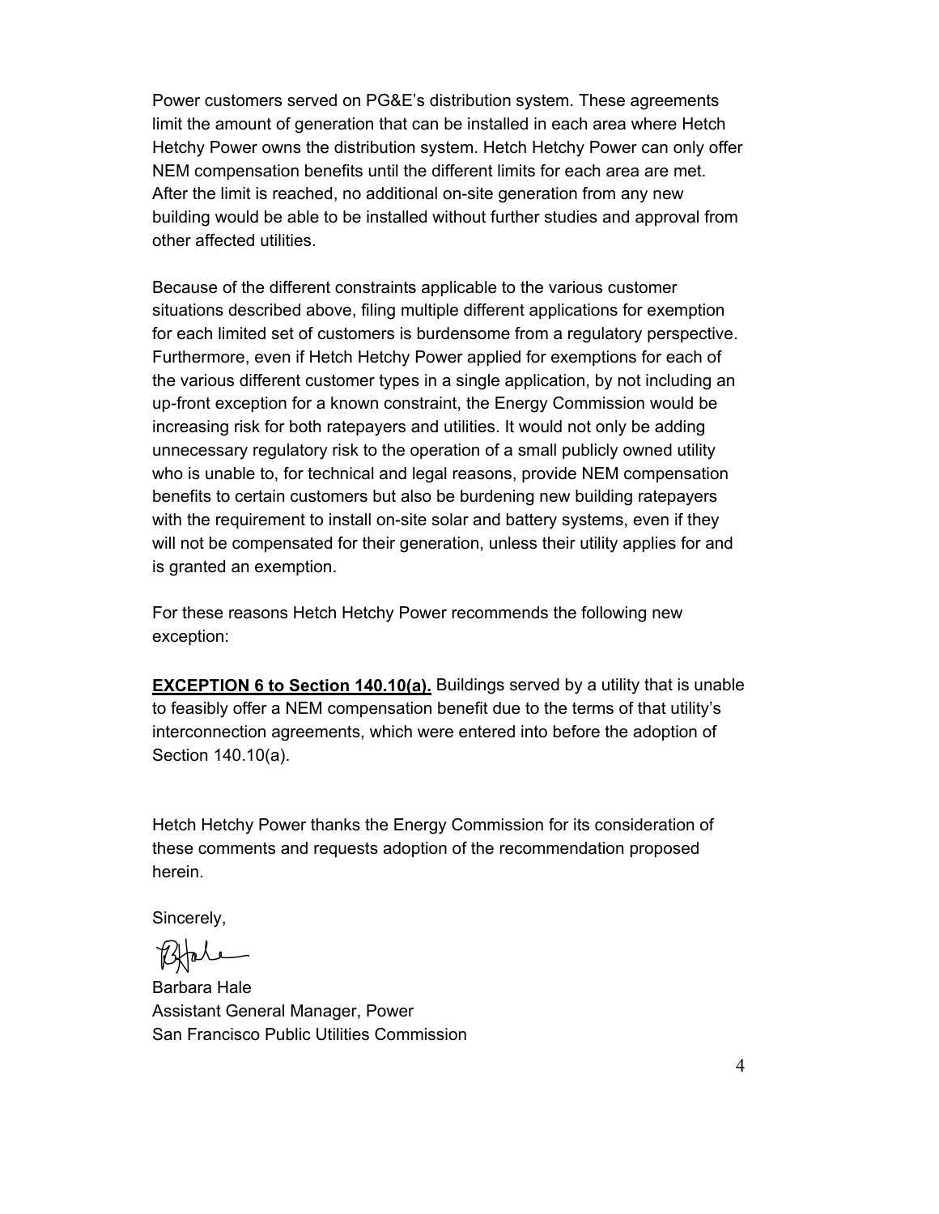Power customers served on PG&E's distribution system. These agreements limit the amount of generation that can be installed in each area where Hetch Hetchy Power owns the distribution system. Hetch Hetchy Power can only offer NEM compensation benefits until the different limits for each area are met. After the limit is reached, no additional on-site generation from any new building would be able to be installed without further studies and approval from other affected utilities.

Because of the different constraints applicable to the various customer situations described above, filing multiple different applications for exemption for each limited set of customers is burdensome from a regulatory perspective. Furthermore, even if Hetch Hetchy Power applied for exemptions for each of the various different customer types in a single application, by not including an up-front exception for a known constraint, the Energy Commission would be increasing risk for both ratepayers and utilities. It would not only be adding unnecessary regulatory risk to the operation of a small publicly owned utility who is unable to, for technical and legal reasons, provide NEM compensation benefits to certain customers but also be burdening new building ratepayers with the requirement to install on-site solar and battery systems, even if they will not be compensated for their generation, unless their utility applies for and is granted an exemption.

For these reasons Hetch Hetchy Power recommends the following new exception:

**EXCEPTION 6 to Section 140.10(a).** Buildings served by a utility that is unable to feasibly offer a NEM compensation benefit due to the terms of that utility's interconnection agreements, which were entered into before the adoption of Section 140.10(a).

Hetch Hetchy Power thanks the Energy Commission for its consideration of these comments and requests adoption of the recommendation proposed herein.

Sincerely,

Barbara Hale
Assistant General Manager, Power
San Francisco Public Utilities Commission